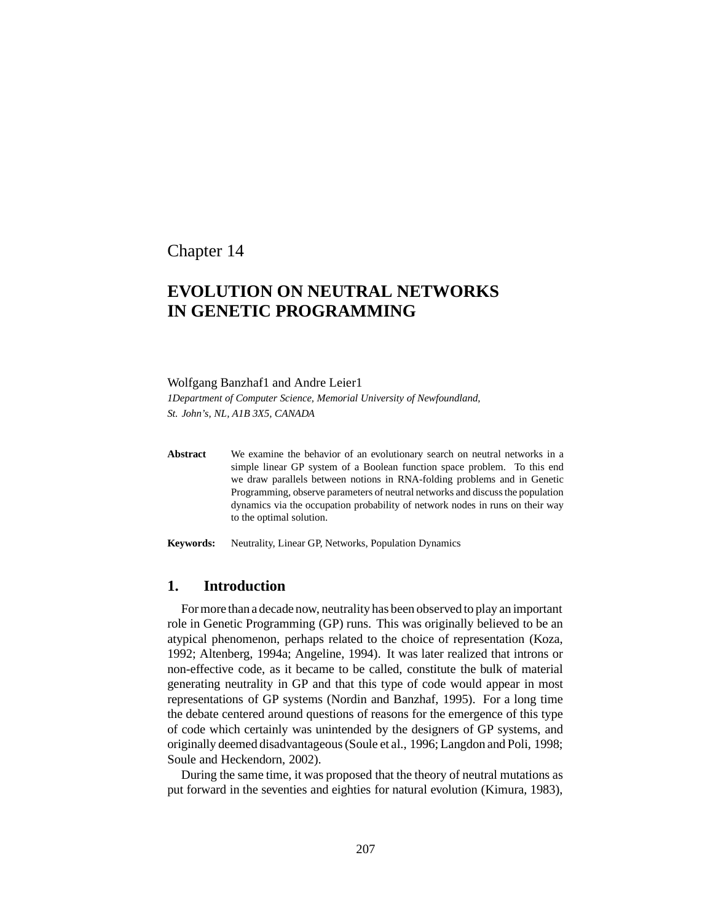Chapter 14

# EVOLUTION ON NEUTRAL NETWORKS IN GENETIC PROGRAMMING

Wolfgang Banzhaf[1] and Andre Leier[1]

*[1]Department of Computer Science, Memorial University of Newfoundland, St. John's, NL, A1B 3X5, CANADA*

**Abstract** We examine the behavior of an evolutionary search on neutral networks in a simple linear GP system of a Boolean function space problem. To this end we draw parallels between notions in RNA-folding problems and in Genetic Programming, observe parameters of neutral networks and discuss the population dynamics via the occupation probability of network nodes in runs on their way to the optimal solution.

**Keywords:** Neutrality, Linear GP, Networks, Population Dynamics

## 1. Introduction

For more than a decade now, neutrality has been observed to play an important role in Genetic Programming (GP) runs. This was originally believed to be an atypical phenomenon, perhaps related to the choice of representation (Koza, 1992; Altenberg, 1994a; Angeline, 1994). It was later realized that introns or non-effective code, as it became to be called, constitute the bulk of material generating neutrality in GP and that this type of code would appear in most representations of GP systems (Nordin and Banzhaf, 1995). For a long time the debate centered around questions of reasons for the emergence of this type of code which certainly was unintended by the designers of GP systems, and originally deemed disadvantageous (Soule et al., 1996; Langdon and Poli, 1998; Soule and Heckendorn, 2002).

During the same time, it was proposed that the theory of neutral mutations as put forward in the seventies and eighties for natural evolution (Kimura, 1983),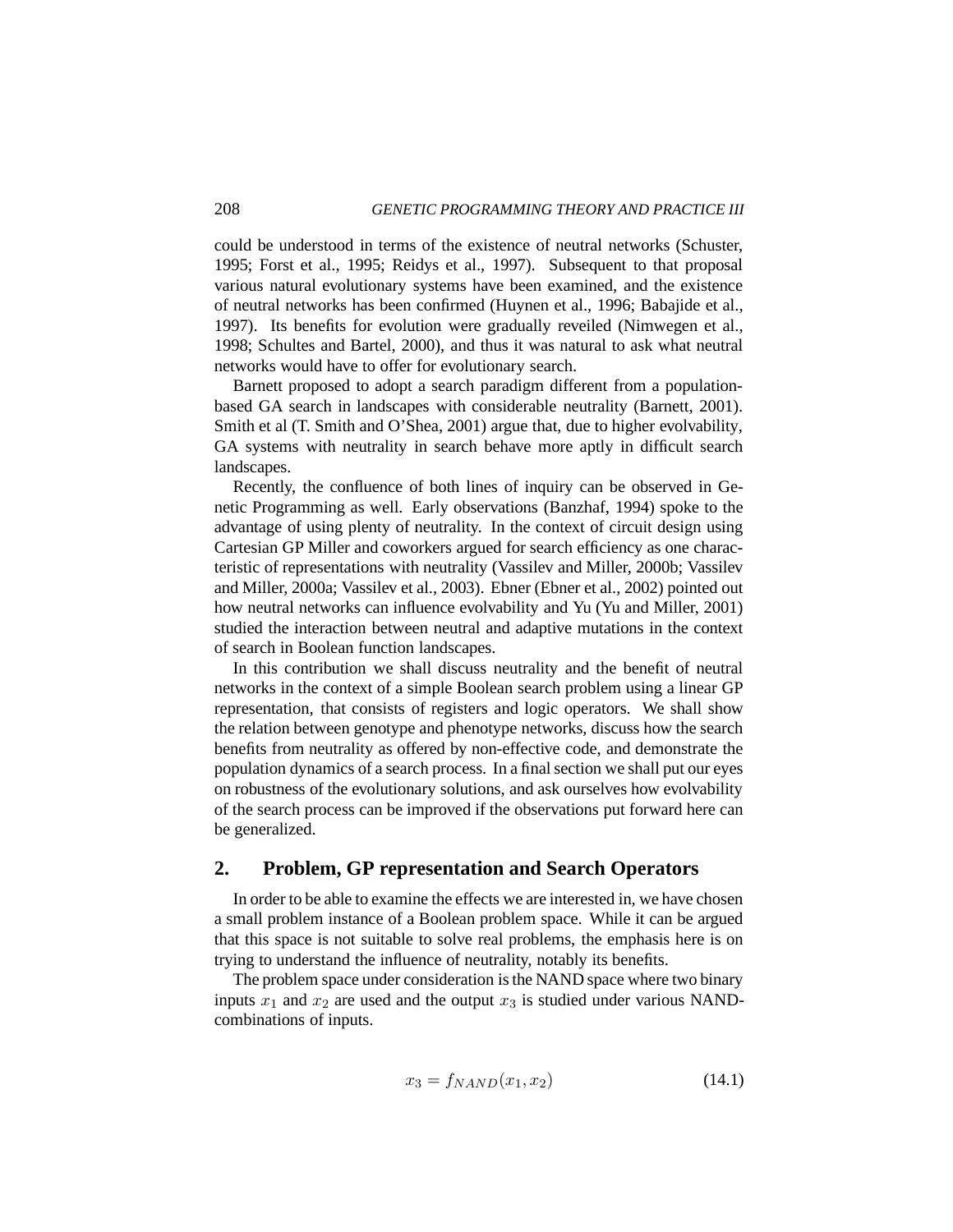could be understood in terms of the existence of neutral networks (Schuster, 1995; Forst et al., 1995; Reidys et al., 1997). Subsequent to that proposal various natural evolutionary systems have been examined, and the existence of neutral networks has been confirmed (Huynen et al., 1996; Babajide et al., 1997). Its benefits for evolution were gradually reveiled (Nimwegen et al., 1998; Schultes and Bartel, 2000), and thus it was natural to ask what neutral networks would have to offer for evolutionary search.

Barnett proposed to adopt a search paradigm different from a population-based GA search in landscapes with considerable neutrality (Barnett, 2001). Smith et al (T. Smith and O'Shea, 2001) argue that, due to higher evolvability, GA systems with neutrality in search behave more aptly in difficult search landscapes.

Recently, the confluence of both lines of inquiry can be observed in Genetic Programming as well. Early observations (Banzhaf, 1994) spoke to the advantage of using plenty of neutrality. In the context of circuit design using Cartesian GP Miller and coworkers argued for search efficiency as one characteristic of representations with neutrality (Vassilev and Miller, 2000b; Vassilev and Miller, 2000a; Vassilev et al., 2003). Ebner (Ebner et al., 2002) pointed out how neutral networks can influence evolvability and Yu (Yu and Miller, 2001) studied the interaction between neutral and adaptive mutations in the context of search in Boolean function landscapes.

In this contribution we shall discuss neutrality and the benefit of neutral networks in the context of a simple Boolean search problem using a linear GP representation, that consists of registers and logic operators. We shall show the relation between genotype and phenotype networks, discuss how the search benefits from neutrality as offered by non-effective code, and demonstrate the population dynamics of a search process. In a final section we shall put our eyes on robustness of the evolutionary solutions, and ask ourselves how evolvability of the search process can be improved if the observations put forward here can be generalized.

## 2. Problem, GP representation and Search Operators

In order to be able to examine the effects we are interested in, we have chosen a small problem instance of a Boolean problem space. While it can be argued that this space is not suitable to solve real problems, the emphasis here is on trying to understand the influence of neutrality, notably its benefits.

The problem space under consideration is the NAND space where two binary inputs $x_1$ and $x_2$ are used and the output $x_3$ is studied under various NAND-combinations of inputs.

$$x_3 = f_{NAND}(x_1, x_2) \tag{14.1}$$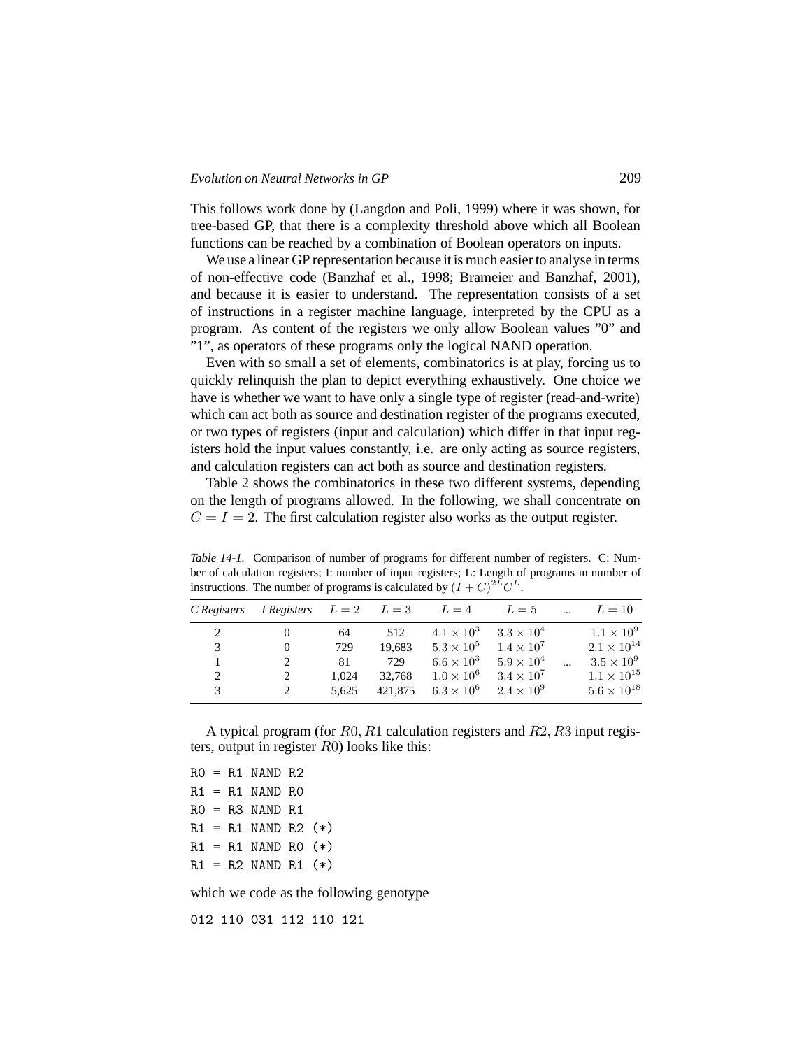This follows work done by (Langdon and Poli, 1999) where it was shown, for tree-based GP, that there is a complexity threshold above which all Boolean functions can be reached by a combination of Boolean operators on inputs.

We use a linear GP representation because it is much easier to analyse in terms of non-effective code (Banzhaf et al., 1998; Brameier and Banzhaf, 2001), and because it is easier to understand. The representation consists of a set of instructions in a register machine language, interpreted by the CPU as a program. As content of the registers we only allow Boolean values "0" and "1", as operators of these programs only the logical NAND operation.

Even with so small a set of elements, combinatorics is at play, forcing us to quickly relinquish the plan to depict everything exhaustively. One choice we have is whether we want to have only a single type of register (read-and-write) which can act both as source and destination register of the programs executed, or two types of registers (input and calculation) which differ in that input registers hold the input values constantly, i.e. are only acting as source registers, and calculation registers can act both as source and destination registers.

Table 2 shows the combinatorics in these two different systems, depending on the length of programs allowed. In the following, we shall concentrate on $C = I = 2$. The first calculation register also works as the output register.

*Table 14-1.* Comparison of number of programs for different number of registers. C: Number of calculation registers; I: number of input registers; L: Length of programs in number of instructions. The number of programs is calculated by $(I+C)^{2L}C^L$.

| *C Registers* | *I Registers* | $L=2$ | $L=3$ | $L=4$ | $L=5$ | ... | $L=10$ |
|---|---|---|---|---|---|---|---|
| 2 | 0 | 64 | 512 | $4.1 \times 10^3$ | $3.3 \times 10^4$ | | $1.1 \times 10^9$ |
| 3 | 0 | 729 | 19,683 | $5.3 \times 10^5$ | $1.4 \times 10^7$ | | $2.1 \times 10^{14}$ |
| 1 | 2 | 81 | 729 | $6.6 \times 10^3$ | $5.9 \times 10^4$ | ... | $3.5 \times 10^9$ |
| 2 | 2 | 1,024 | 32,768 | $1.0 \times 10^6$ | $3.4 \times 10^7$ | | $1.1 \times 10^{15}$ |
| 3 | 2 | 5,625 | 421,875 | $6.3 \times 10^6$ | $2.4 \times 10^9$ | | $5.6 \times 10^{18}$ |

A typical program (for $R0, R1$ calculation registers and $R2, R3$ input registers, output in register $R0$) looks like this:

```
R0 = R1 NAND R2
R1 = R1 NAND R0
R0 = R3 NAND R1
R1 = R1 NAND R2 (*)
R1 = R1 NAND R0 (*)
R1 = R2 NAND R1 (*)
```

which we code as the following genotype

```
012 110 031 112 110 121
```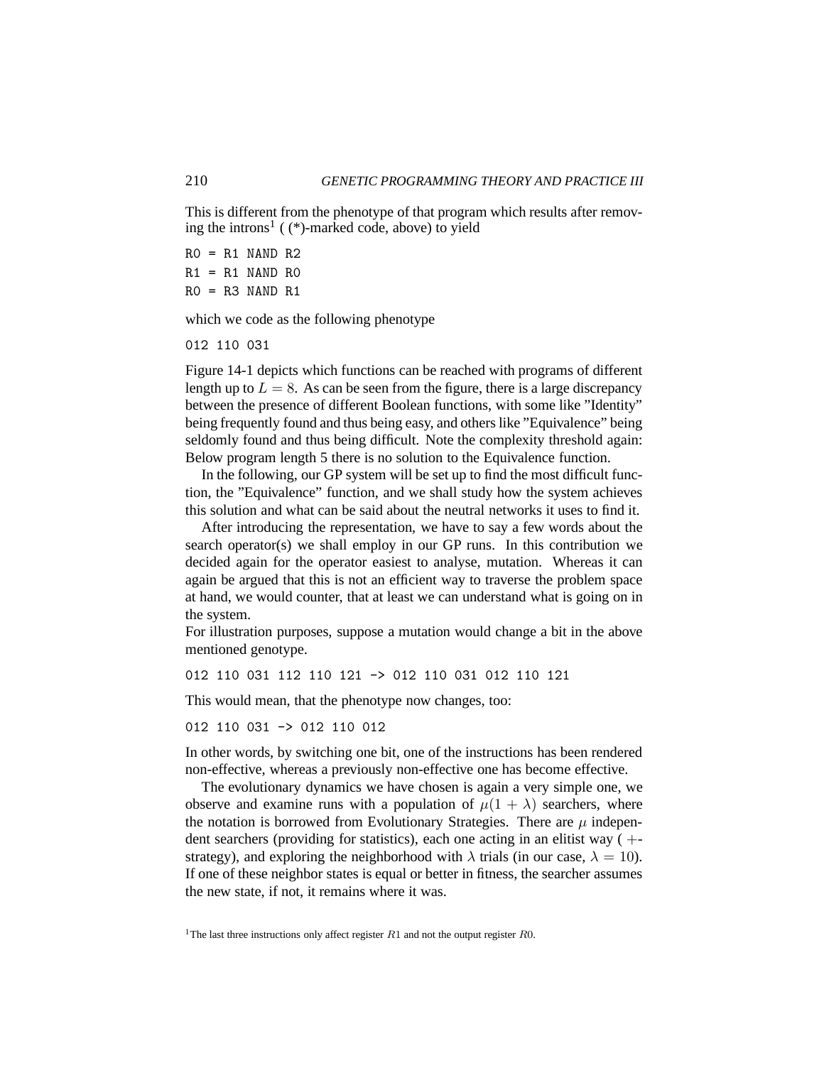This is different from the phenotype of that program which results after removing the introns[1] ( (*)-marked code, above) to yield

```
R0 = R1 NAND R2
R1 = R1 NAND R0
R0 = R3 NAND R1
```

which we code as the following phenotype

```
012 110 031
```

Figure 14-1 depicts which functions can be reached with programs of different length up to $L = 8$. As can be seen from the figure, there is a large discrepancy between the presence of different Boolean functions, with some like "Identity" being frequently found and thus being easy, and others like "Equivalence" being seldomly found and thus being difficult. Note the complexity threshold again: Below program length 5 there is no solution to the Equivalence function.

In the following, our GP system will be set up to find the most difficult function, the "Equivalence" function, and we shall study how the system achieves this solution and what can be said about the neutral networks it uses to find it.

After introducing the representation, we have to say a few words about the search operator(s) we shall employ in our GP runs. In this contribution we decided again for the operator easiest to analyse, mutation. Whereas it can again be argued that this is not an efficient way to traverse the problem space at hand, we would counter, that at least we can understand what is going on in the system.

For illustration purposes, suppose a mutation would change a bit in the above mentioned genotype.

```
012 110 031 112 110 121 -> 012 110 031 012 110 121
```

This would mean, that the phenotype now changes, too:

```
012 110 031 -> 012 110 012
```

In other words, by switching one bit, one of the instructions has been rendered non-effective, whereas a previously non-effective one has become effective.

The evolutionary dynamics we have chosen is again a very simple one, we observe and examine runs with a population of $\mu(1 + \lambda)$ searchers, where the notation is borrowed from Evolutionary Strategies. There are $\mu$ independent searchers (providing for statistics), each one acting in an elitist way ( +-strategy), and exploring the neighborhood with $\lambda$ trials (in our case, $\lambda = 10$). If one of these neighbor states is equal or better in fitness, the searcher assumes the new state, if not, it remains where it was.

[1] The last three instructions only affect register $R1$ and not the output register $R0$.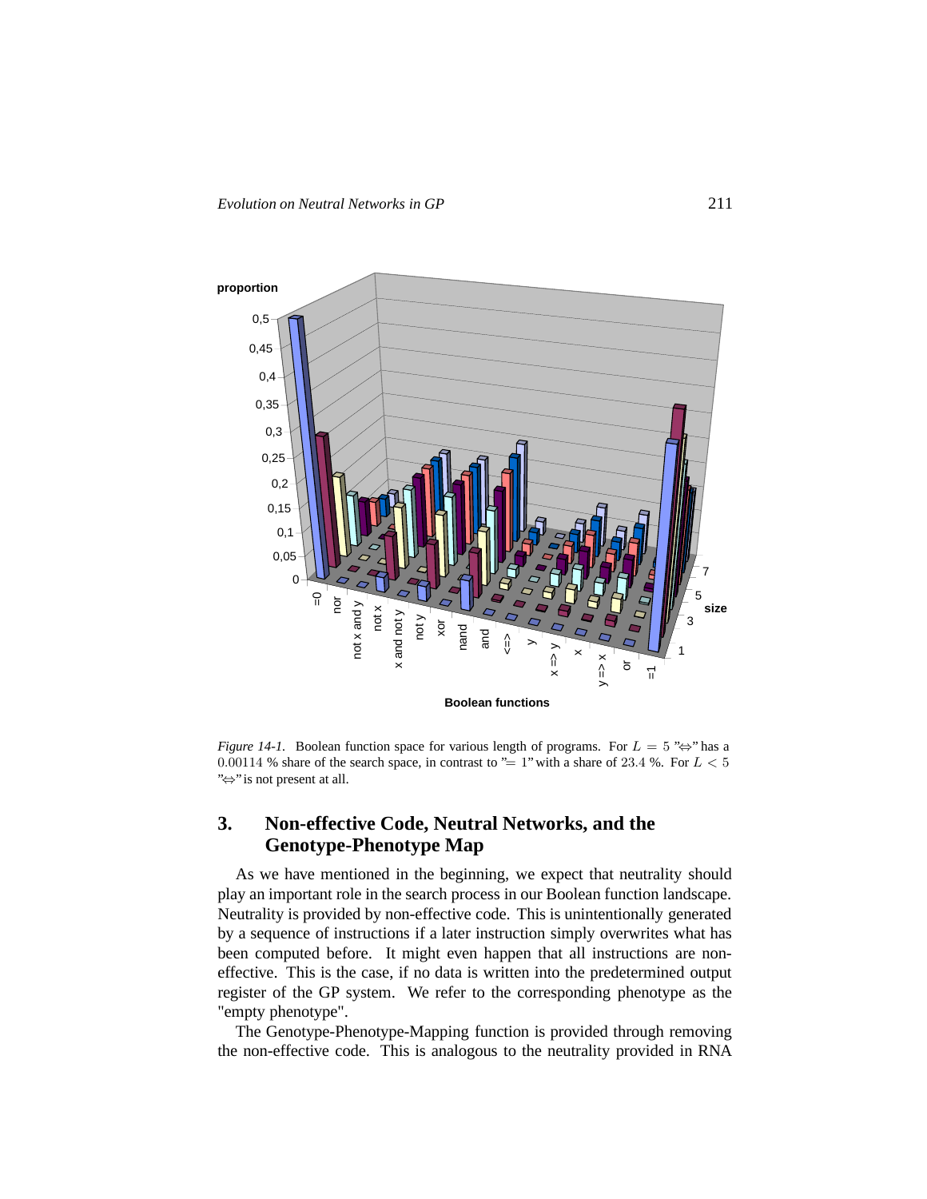*Figure 14-1.* Boolean function space for various length of programs. For $L = 5$ "$\Leftrightarrow$" has a $0.00114$ % share of the search space, in contrast to "$= 1$" with a share of $23.4$ %. For $L < 5$ "$\Leftrightarrow$" is not present at all.

## 3. Non-effective Code, Neutral Networks, and the Genotype-Phenotype Map

As we have mentioned in the beginning, we expect that neutrality should play an important role in the search process in our Boolean function landscape. Neutrality is provided by non-effective code. This is unintentionally generated by a sequence of instructions if a later instruction simply overwrites what has been computed before. It might even happen that all instructions are non-effective. This is the case, if no data is written into the predetermined output register of the GP system. We refer to the corresponding phenotype as the "empty phenotype".

The Genotype-Phenotype-Mapping function is provided through removing the non-effective code. This is analogous to the neutrality provided in RNA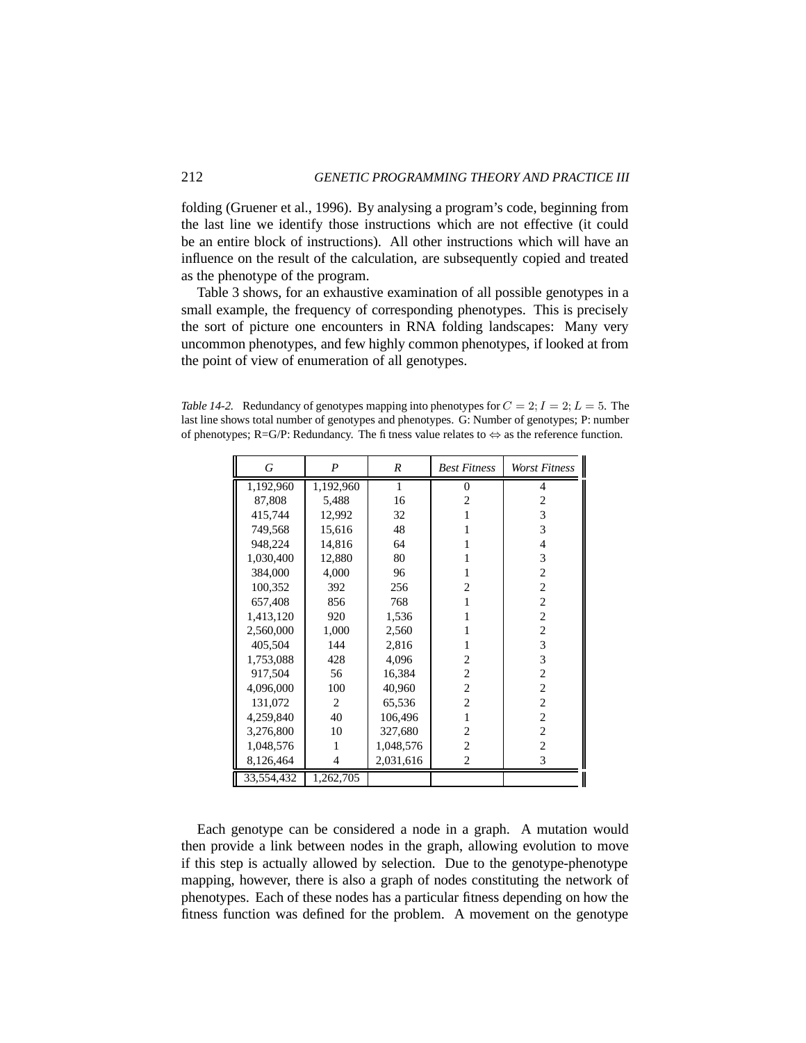folding (Gruener et al., 1996). By analysing a program's code, beginning from the last line we identify those instructions which are not effective (it could be an entire block of instructions). All other instructions which will have an influence on the result of the calculation, are subsequently copied and treated as the phenotype of the program.

Table 3 shows, for an exhaustive examination of all possible genotypes in a small example, the frequency of corresponding phenotypes. This is precisely the sort of picture one encounters in RNA folding landscapes: Many very uncommon phenotypes, and few highly common phenotypes, if looked at from the point of view of enumeration of all genotypes.

*Table 14-2.* Redundancy of genotypes mapping into phenotypes for $C = 2; I = 2; L = 5$. The last line shows total number of genotypes and phenotypes. G: Number of genotypes; P: number of phenotypes; R=G/P: Redundancy. The fitness value relates to $\Leftrightarrow$ as the reference function.

| *G* | *P* | *R* | *Best Fitness* | *Worst Fitness* |
|---|---|---|---|---|
| 1,192,960 | 1,192,960 | 1 | 0 | 4 |
| 87,808 | 5,488 | 16 | 2 | 2 |
| 415,744 | 12,992 | 32 | 1 | 3 |
| 749,568 | 15,616 | 48 | 1 | 3 |
| 948,224 | 14,816 | 64 | 1 | 4 |
| 1,030,400 | 12,880 | 80 | 1 | 3 |
| 384,000 | 4,000 | 96 | 1 | 2 |
| 100,352 | 392 | 256 | 2 | 2 |
| 657,408 | 856 | 768 | 1 | 2 |
| 1,413,120 | 920 | 1,536 | 1 | 2 |
| 2,560,000 | 1,000 | 2,560 | 1 | 2 |
| 405,504 | 144 | 2,816 | 1 | 3 |
| 1,753,088 | 428 | 4,096 | 2 | 3 |
| 917,504 | 56 | 16,384 | 2 | 2 |
| 4,096,000 | 100 | 40,960 | 2 | 2 |
| 131,072 | 2 | 65,536 | 2 | 2 |
| 4,259,840 | 40 | 106,496 | 1 | 2 |
| 3,276,800 | 10 | 327,680 | 2 | 2 |
| 1,048,576 | 1 | 1,048,576 | 2 | 2 |
| 8,126,464 | 4 | 2,031,616 | 2 | 3 |
| 33,554,432 | 1,262,705 | | | |

Each genotype can be considered a node in a graph. A mutation would then provide a link between nodes in the graph, allowing evolution to move if this step is actually allowed by selection. Due to the genotype-phenotype mapping, however, there is also a graph of nodes constituting the network of phenotypes. Each of these nodes has a particular fitness depending on how the fitness function was defined for the problem. A movement on the genotype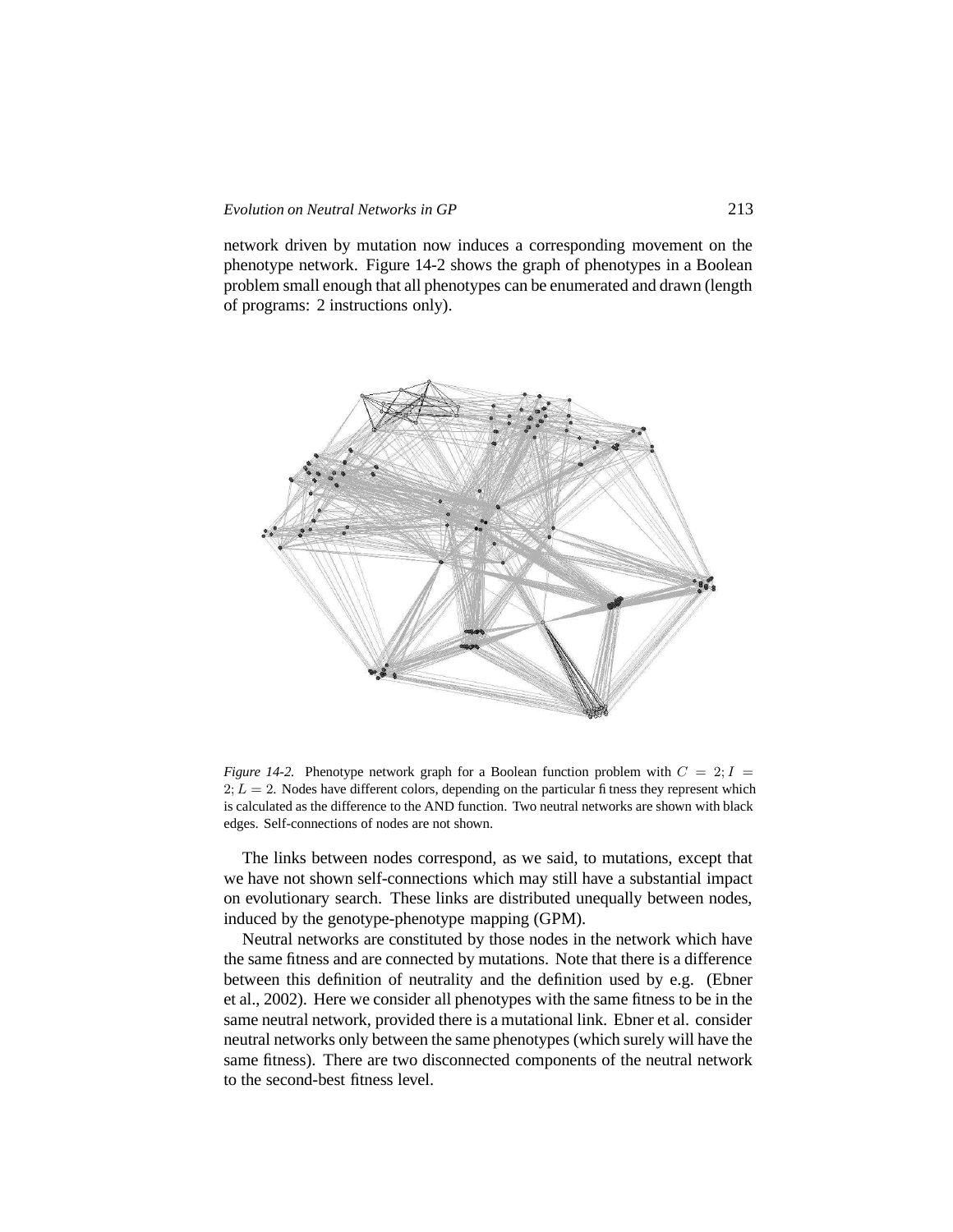network driven by mutation now induces a corresponding movement on the phenotype network. Figure 14-2 shows the graph of phenotypes in a Boolean problem small enough that all phenotypes can be enumerated and drawn (length of programs: 2 instructions only).

*Figure 14-2.* Phenotype network graph for a Boolean function problem with $C = 2; I = 2; L = 2$. Nodes have different colors, depending on the particular fitness they represent which is calculated as the difference to the AND function. Two neutral networks are shown with black edges. Self-connections of nodes are not shown.

The links between nodes correspond, as we said, to mutations, except that we have not shown self-connections which may still have a substantial impact on evolutionary search. These links are distributed unequally between nodes, induced by the genotype-phenotype mapping (GPM).

Neutral networks are constituted by those nodes in the network which have the same fitness and are connected by mutations. Note that there is a difference between this definition of neutrality and the definition used by e.g. (Ebner et al., 2002). Here we consider all phenotypes with the same fitness to be in the same neutral network, provided there is a mutational link. Ebner et al. consider neutral networks only between the same phenotypes (which surely will have the same fitness). There are two disconnected components of the neutral network to the second-best fitness level.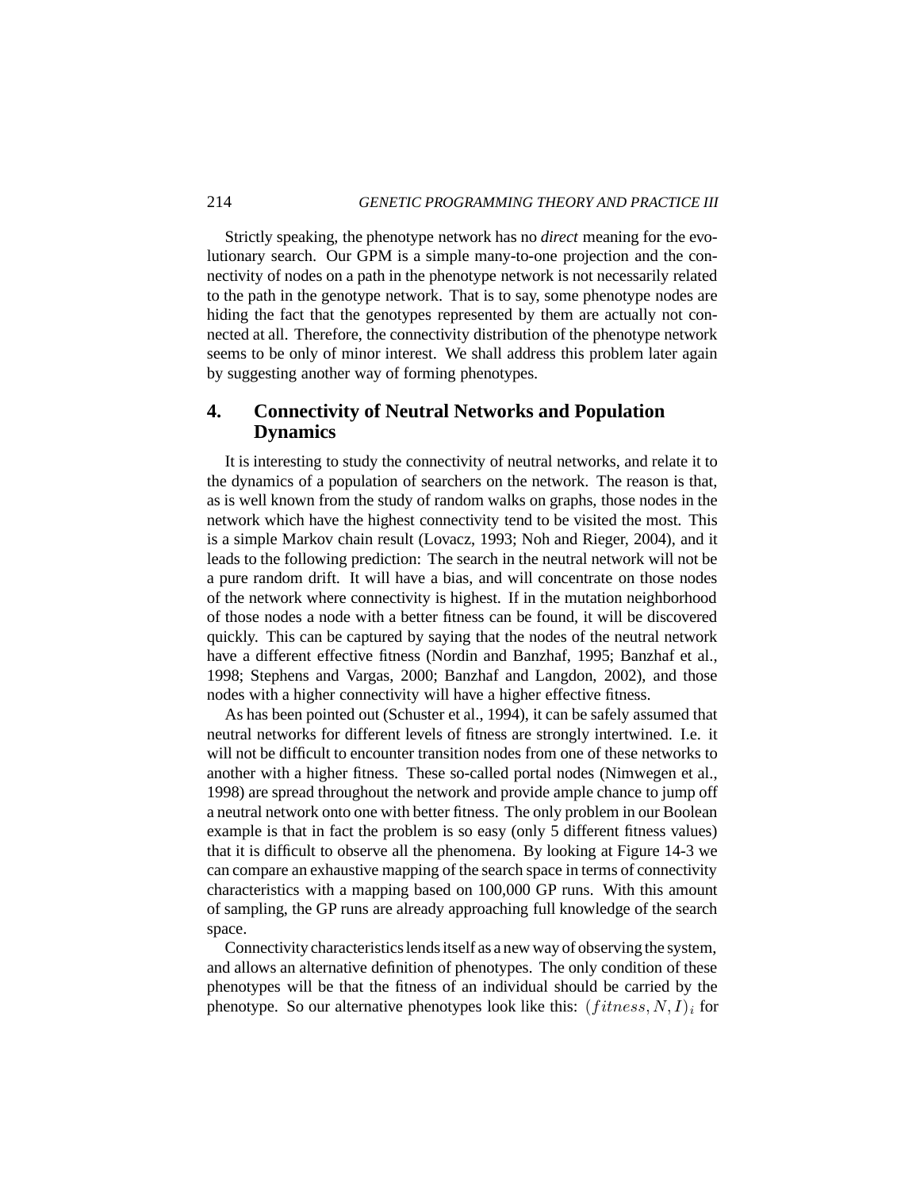Strictly speaking, the phenotype network has no *direct* meaning for the evolutionary search. Our GPM is a simple many-to-one projection and the connectivity of nodes on a path in the phenotype network is not necessarily related to the path in the genotype network. That is to say, some phenotype nodes are hiding the fact that the genotypes represented by them are actually not connected at all. Therefore, the connectivity distribution of the phenotype network seems to be only of minor interest. We shall address this problem later again by suggesting another way of forming phenotypes.

## 4. Connectivity of Neutral Networks and Population Dynamics

It is interesting to study the connectivity of neutral networks, and relate it to the dynamics of a population of searchers on the network. The reason is that, as is well known from the study of random walks on graphs, those nodes in the network which have the highest connectivity tend to be visited the most. This is a simple Markov chain result (Lovacz, 1993; Noh and Rieger, 2004), and it leads to the following prediction: The search in the neutral network will not be a pure random drift. It will have a bias, and will concentrate on those nodes of the network where connectivity is highest. If in the mutation neighborhood of those nodes a node with a better fitness can be found, it will be discovered quickly. This can be captured by saying that the nodes of the neutral network have a different effective fitness (Nordin and Banzhaf, 1995; Banzhaf et al., 1998; Stephens and Vargas, 2000; Banzhaf and Langdon, 2002), and those nodes with a higher connectivity will have a higher effective fitness.

As has been pointed out (Schuster et al., 1994), it can be safely assumed that neutral networks for different levels of fitness are strongly intertwined. I.e. it will not be difficult to encounter transition nodes from one of these networks to another with a higher fitness. These so-called portal nodes (Nimwegen et al., 1998) are spread throughout the network and provide ample chance to jump off a neutral network onto one with better fitness. The only problem in our Boolean example is that in fact the problem is so easy (only 5 different fitness values) that it is difficult to observe all the phenomena. By looking at Figure 14-3 we can compare an exhaustive mapping of the search space in terms of connectivity characteristics with a mapping based on 100,000 GP runs. With this amount of sampling, the GP runs are already approaching full knowledge of the search space.

Connectivity characteristics lends itself as a new way of observing the system, and allows an alternative definition of phenotypes. The only condition of these phenotypes will be that the fitness of an individual should be carried by the phenotype. So our alternative phenotypes look like this: $(fitness, N, I)_i$ for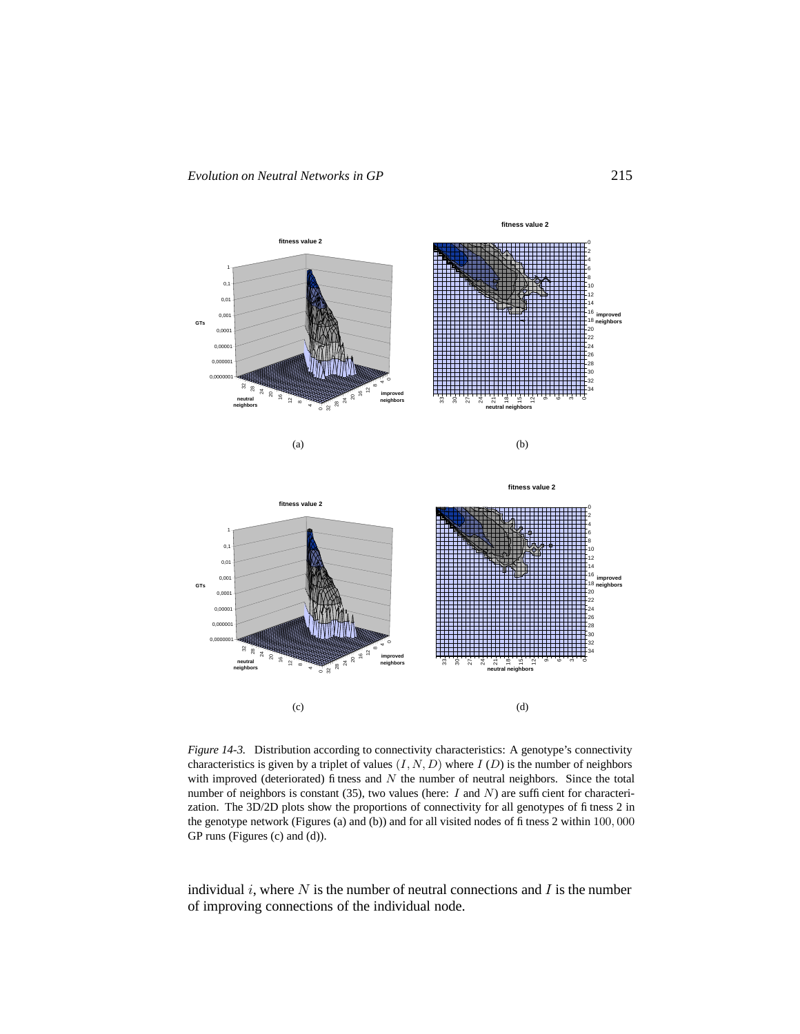*Figure 14-3.* Distribution according to connectivity characteristics: A genotype's connectivity characteristics is given by a triplet of values $(I, N, D)$ where $I$ ($D$) is the number of neighbors with improved (deteriorated) fitness and $N$ the number of neutral neighbors. Since the total number of neighbors is constant (35), two values (here: $I$ and $N$) are sufficient for characterization. The 3D/2D plots show the proportions of connectivity for all genotypes of fitness 2 in the genotype network (Figures (a) and (b)) and for all visited nodes of fitness 2 within $100,000$ GP runs (Figures (c) and (d)).

individual $i$, where $N$ is the number of neutral connections and $I$ is the number of improving connections of the individual node.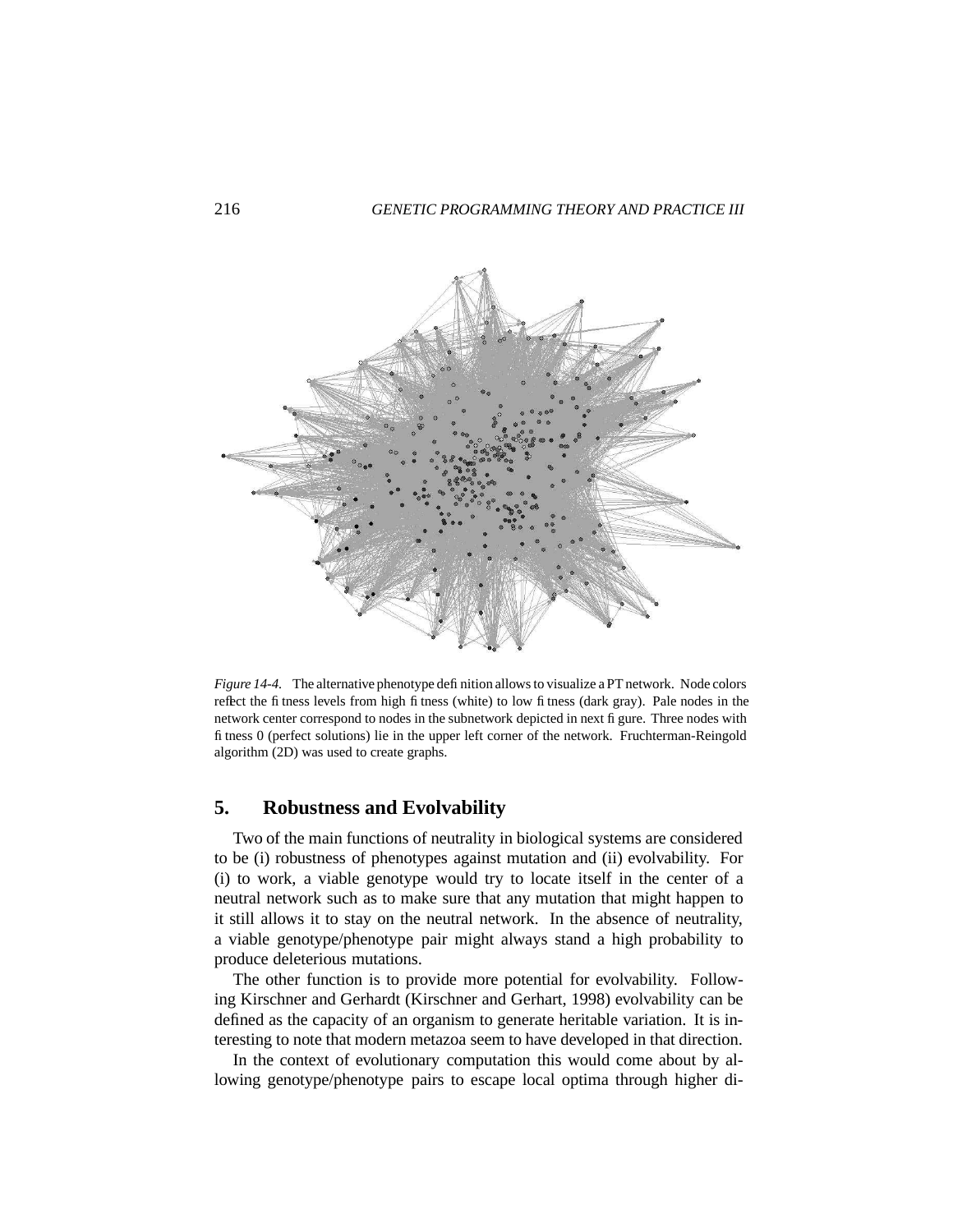*Figure 14-4.* The alternative phenotype definition allows to visualize a PT network. Node colors reflect the fitness levels from high fitness (white) to low fitness (dark gray). Pale nodes in the network center correspond to nodes in the subnetwork depicted in next figure. Three nodes with fitness 0 (perfect solutions) lie in the upper left corner of the network. Fruchterman-Reingold algorithm (2D) was used to create graphs.

## 5. Robustness and Evolvability

Two of the main functions of neutrality in biological systems are considered to be (i) robustness of phenotypes against mutation and (ii) evolvability. For (i) to work, a viable genotype would try to locate itself in the center of a neutral network such as to make sure that any mutation that might happen to it still allows it to stay on the neutral network. In the absence of neutrality, a viable genotype/phenotype pair might always stand a high probability to produce deleterious mutations.

The other function is to provide more potential for evolvability. Following Kirschner and Gerhardt (Kirschner and Gerhart, 1998) evolvability can be defined as the capacity of an organism to generate heritable variation. It is interesting to note that modern metazoa seem to have developed in that direction.

In the context of evolutionary computation this would come about by allowing genotype/phenotype pairs to escape local optima through higher di-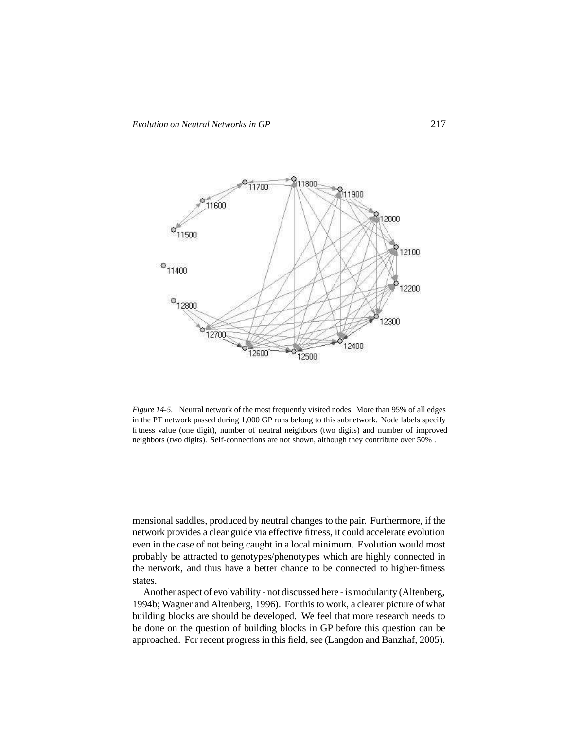*Figure 14-5.* Neutral network of the most frequently visited nodes. More than 95% of all edges in the PT network passed during 1,000 GP runs belong to this subnetwork. Node labels specify fitness value (one digit), number of neutral neighbors (two digits) and number of improved neighbors (two digits). Self-connections are not shown, although they contribute over 50% .

mensional saddles, produced by neutral changes to the pair. Furthermore, if the network provides a clear guide via effective fitness, it could accelerate evolution even in the case of not being caught in a local minimum. Evolution would most probably be attracted to genotypes/phenotypes which are highly connected in the network, and thus have a better chance to be connected to higher-fitness states.

Another aspect of evolvability - not discussed here - is modularity (Altenberg, 1994b; Wagner and Altenberg, 1996). For this to work, a clearer picture of what building blocks are should be developed. We feel that more research needs to be done on the question of building blocks in GP before this question can be approached. For recent progress in this field, see (Langdon and Banzhaf, 2005).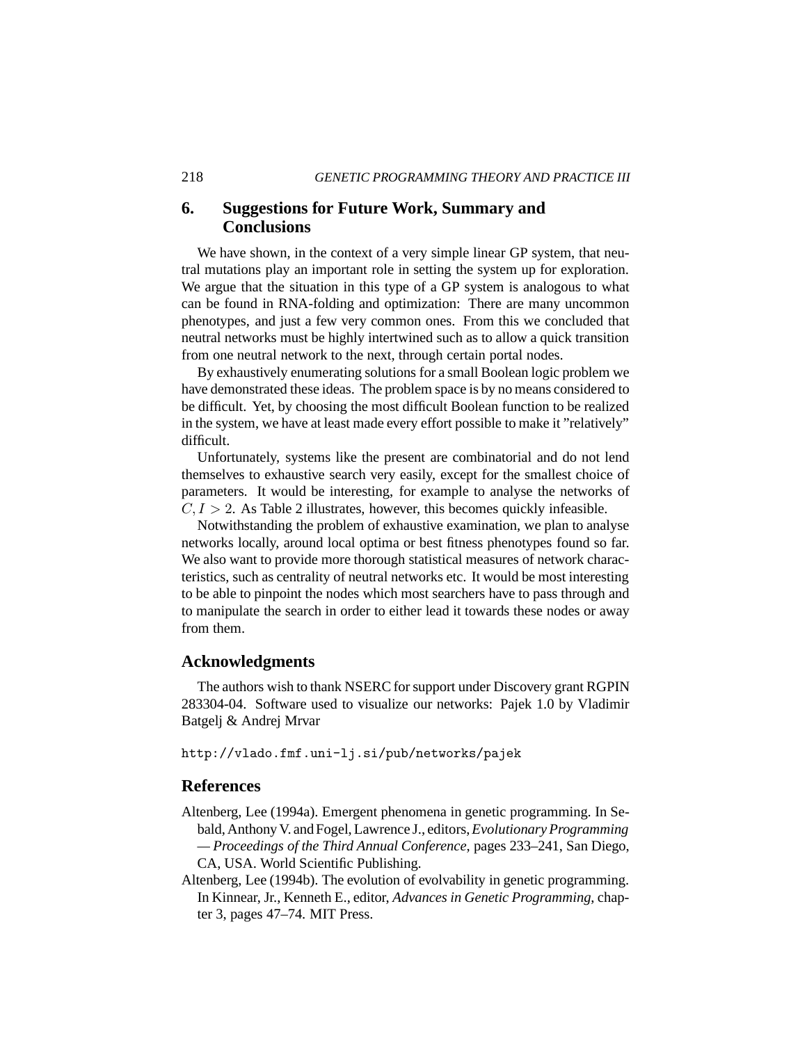## 6. Suggestions for Future Work, Summary and Conclusions

We have shown, in the context of a very simple linear GP system, that neutral mutations play an important role in setting the system up for exploration. We argue that the situation in this type of a GP system is analogous to what can be found in RNA-folding and optimization: There are many uncommon phenotypes, and just a few very common ones. From this we concluded that neutral networks must be highly intertwined such as to allow a quick transition from one neutral network to the next, through certain portal nodes.

By exhaustively enumerating solutions for a small Boolean logic problem we have demonstrated these ideas. The problem space is by no means considered to be difficult. Yet, by choosing the most difficult Boolean function to be realized in the system, we have at least made every effort possible to make it "relatively" difficult.

Unfortunately, systems like the present are combinatorial and do not lend themselves to exhaustive search very easily, except for the smallest choice of parameters. It would be interesting, for example to analyse the networks of $C, I > 2$. As Table 2 illustrates, however, this becomes quickly infeasible.

Notwithstanding the problem of exhaustive examination, we plan to analyse networks locally, around local optima or best fitness phenotypes found so far. We also want to provide more thorough statistical measures of network characteristics, such as centrality of neutral networks etc. It would be most interesting to be able to pinpoint the nodes which most searchers have to pass through and to manipulate the search in order to either lead it towards these nodes or away from them.

## Acknowledgments

The authors wish to thank NSERC for support under Discovery grant RGPIN 283304-04. Software used to visualize our networks: Pajek 1.0 by Vladimir Batgelj & Andrej Mrvar

http://vlado.fmf.uni-lj.si/pub/networks/pajek

## References

Altenberg, Lee (1994a). Emergent phenomena in genetic programming. In Sebald, Anthony V. and Fogel, Lawrence J., editors, *Evolutionary Programming — Proceedings of the Third Annual Conference*, pages 233–241, San Diego, CA, USA. World Scientific Publishing.

Altenberg, Lee (1994b). The evolution of evolvability in genetic programming. In Kinnear, Jr., Kenneth E., editor, *Advances in Genetic Programming*, chapter 3, pages 47–74. MIT Press.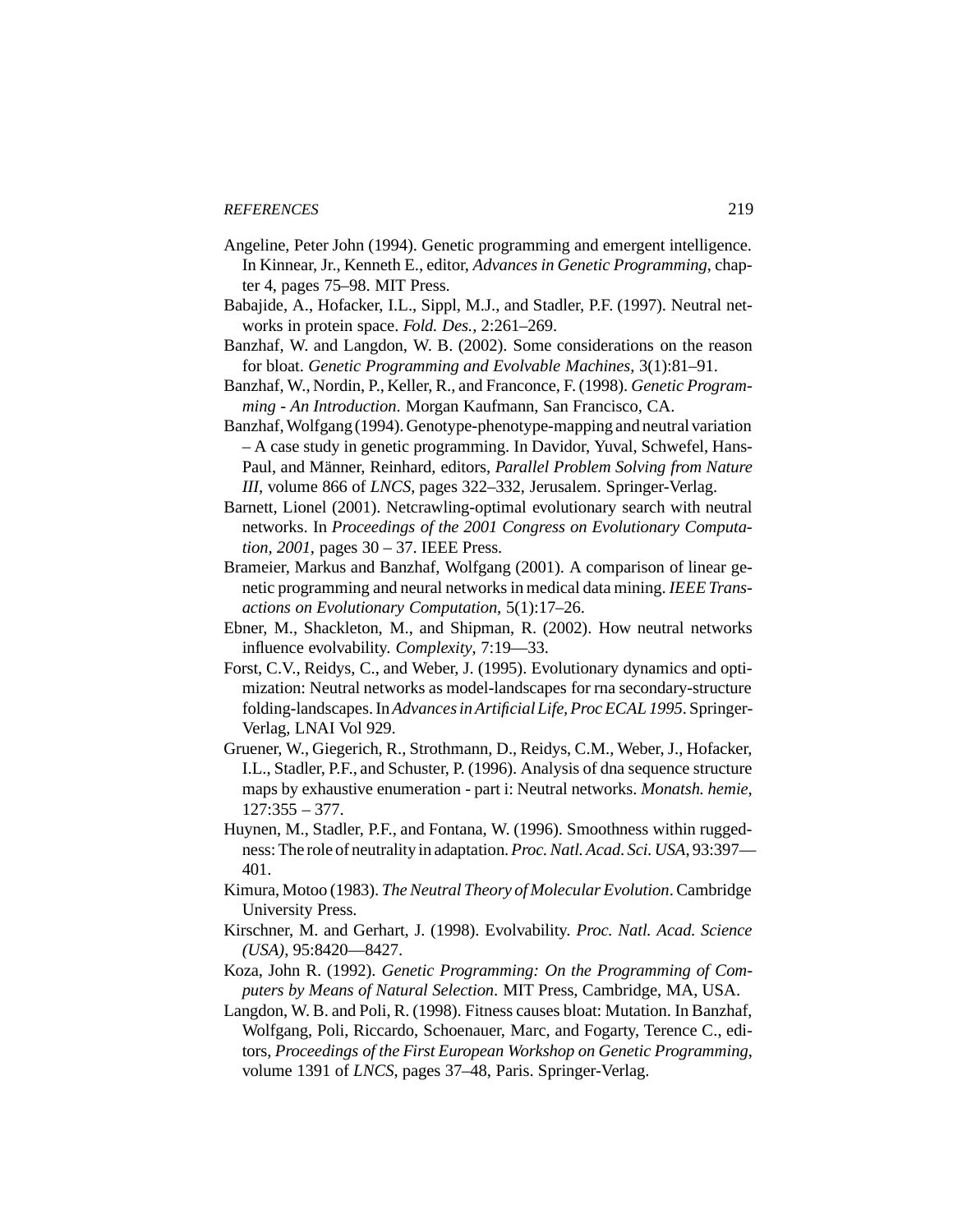Angeline, Peter John (1994). Genetic programming and emergent intelligence. In Kinnear, Jr., Kenneth E., editor, *Advances in Genetic Programming*, chapter 4, pages 75–98. MIT Press.

Babajide, A., Hofacker, I.L., Sippl, M.J., and Stadler, P.F. (1997). Neutral networks in protein space. *Fold. Des.*, 2:261–269.

Banzhaf, W. and Langdon, W. B. (2002). Some considerations on the reason for bloat. *Genetic Programming and Evolvable Machines*, 3(1):81–91.

Banzhaf, W., Nordin, P., Keller, R., and Franconce, F. (1998). *Genetic Programming - An Introduction*. Morgan Kaufmann, San Francisco, CA.

Banzhaf, Wolfgang (1994). Genotype-phenotype-mapping and neutral variation – A case study in genetic programming. In Davidor, Yuval, Schwefel, Hans-Paul, and Männer, Reinhard, editors, *Parallel Problem Solving from Nature III*, volume 866 of *LNCS*, pages 322–332, Jerusalem. Springer-Verlag.

Barnett, Lionel (2001). Netcrawling-optimal evolutionary search with neutral networks. In *Proceedings of the 2001 Congress on Evolutionary Computation, 2001*, pages 30 – 37. IEEE Press.

Brameier, Markus and Banzhaf, Wolfgang (2001). A comparison of linear genetic programming and neural networks in medical data mining. *IEEE Transactions on Evolutionary Computation*, 5(1):17–26.

Ebner, M., Shackleton, M., and Shipman, R. (2002). How neutral networks influence evolvability. *Complexity*, 7:19—33.

Forst, C.V., Reidys, C., and Weber, J. (1995). Evolutionary dynamics and optimization: Neutral networks as model-landscapes for rna secondary-structure folding-landscapes. In *Advances in Artificial Life, Proc ECAL 1995*. Springer-Verlag, LNAI Vol 929.

Gruener, W., Giegerich, R., Strothmann, D., Reidys, C.M., Weber, J., Hofacker, I.L., Stadler, P.F., and Schuster, P. (1996). Analysis of dna sequence structure maps by exhaustive enumeration - part i: Neutral networks. *Monatsh. hemie*, 127:355 – 377.

Huynen, M., Stadler, P.F., and Fontana, W. (1996). Smoothness within ruggedness: The role of neutrality in adaptation. *Proc. Natl. Acad. Sci. USA*, 93:397—401.

Kimura, Motoo (1983). *The Neutral Theory of Molecular Evolution*. Cambridge University Press.

Kirschner, M. and Gerhart, J. (1998). Evolvability. *Proc. Natl. Acad. Science (USA)*, 95:8420—8427.

Koza, John R. (1992). *Genetic Programming: On the Programming of Computers by Means of Natural Selection*. MIT Press, Cambridge, MA, USA.

Langdon, W. B. and Poli, R. (1998). Fitness causes bloat: Mutation. In Banzhaf, Wolfgang, Poli, Riccardo, Schoenauer, Marc, and Fogarty, Terence C., editors, *Proceedings of the First European Workshop on Genetic Programming*, volume 1391 of *LNCS*, pages 37–48, Paris. Springer-Verlag.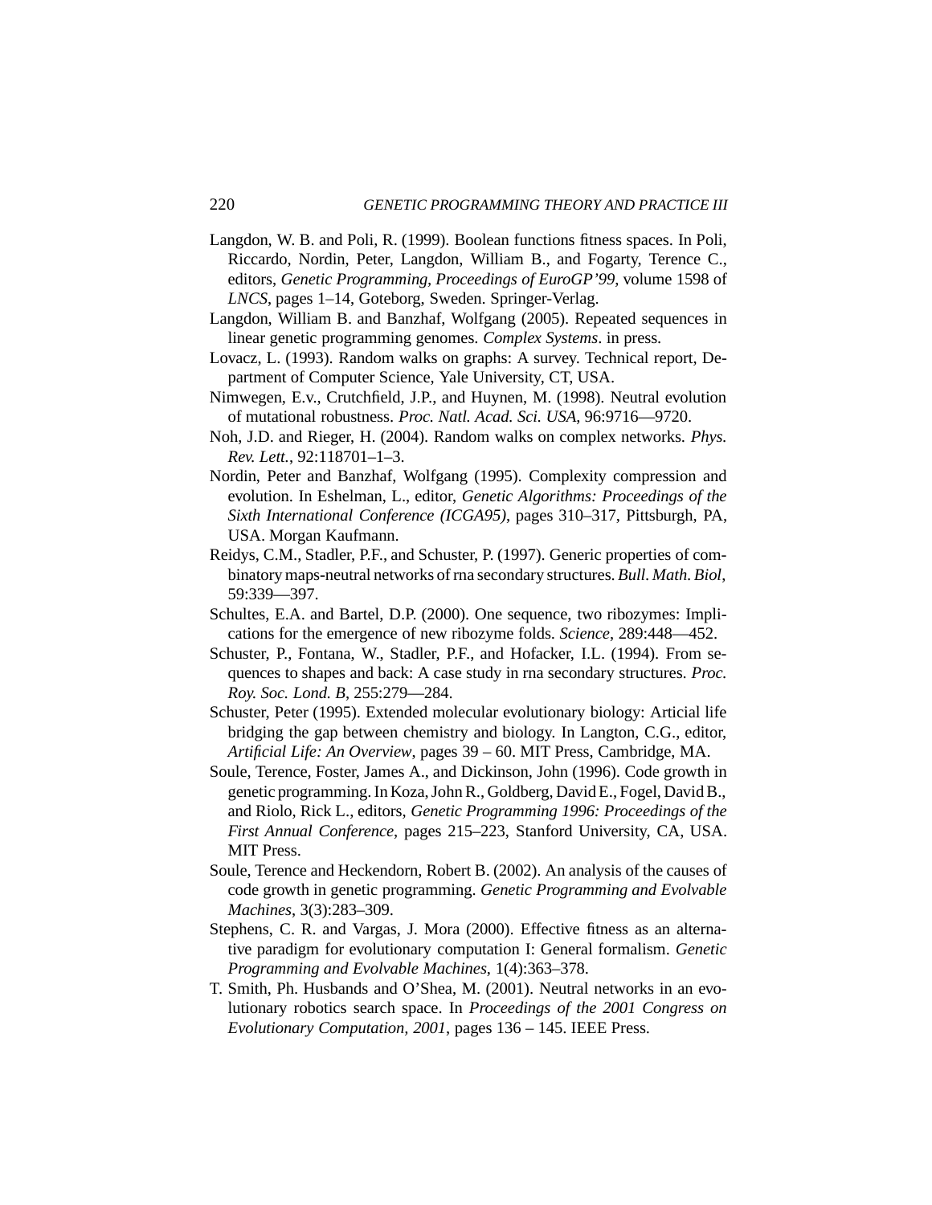Langdon, W. B. and Poli, R. (1999). Boolean functions fitness spaces. In Poli, Riccardo, Nordin, Peter, Langdon, William B., and Fogarty, Terence C., editors, *Genetic Programming, Proceedings of EuroGP'99*, volume 1598 of *LNCS*, pages 1–14, Goteborg, Sweden. Springer-Verlag.

Langdon, William B. and Banzhaf, Wolfgang (2005). Repeated sequences in linear genetic programming genomes. *Complex Systems*. in press.

Lovacz, L. (1993). Random walks on graphs: A survey. Technical report, Department of Computer Science, Yale University, CT, USA.

Nimwegen, E.v., Crutchfield, J.P., and Huynen, M. (1998). Neutral evolution of mutational robustness. *Proc. Natl. Acad. Sci. USA*, 96:9716—9720.

Noh, J.D. and Rieger, H. (2004). Random walks on complex networks. *Phys. Rev. Lett.*, 92:118701–1–3.

Nordin, Peter and Banzhaf, Wolfgang (1995). Complexity compression and evolution. In Eshelman, L., editor, *Genetic Algorithms: Proceedings of the Sixth International Conference (ICGA95)*, pages 310–317, Pittsburgh, PA, USA. Morgan Kaufmann.

Reidys, C.M., Stadler, P.F., and Schuster, P. (1997). Generic properties of combinatory maps-neutral networks of rna secondary structures. *Bull. Math. Biol*, 59:339—397.

Schultes, E.A. and Bartel, D.P. (2000). One sequence, two ribozymes: Implications for the emergence of new ribozyme folds. *Science*, 289:448—452.

Schuster, P., Fontana, W., Stadler, P.F., and Hofacker, I.L. (1994). From sequences to shapes and back: A case study in rna secondary structures. *Proc. Roy. Soc. Lond. B*, 255:279—284.

Schuster, Peter (1995). Extended molecular evolutionary biology: Articial life bridging the gap between chemistry and biology. In Langton, C.G., editor, *Artificial Life: An Overview*, pages 39 – 60. MIT Press, Cambridge, MA.

Soule, Terence, Foster, James A., and Dickinson, John (1996). Code growth in genetic programming. In Koza, John R., Goldberg, David E., Fogel, David B., and Riolo, Rick L., editors, *Genetic Programming 1996: Proceedings of the First Annual Conference*, pages 215–223, Stanford University, CA, USA. MIT Press.

Soule, Terence and Heckendorn, Robert B. (2002). An analysis of the causes of code growth in genetic programming. *Genetic Programming and Evolvable Machines*, 3(3):283–309.

Stephens, C. R. and Vargas, J. Mora (2000). Effective fitness as an alternative paradigm for evolutionary computation I: General formalism. *Genetic Programming and Evolvable Machines*, 1(4):363–378.

T. Smith, Ph. Husbands and O'Shea, M. (2001). Neutral networks in an evolutionary robotics search space. In *Proceedings of the 2001 Congress on Evolutionary Computation, 2001*, pages 136 – 145. IEEE Press.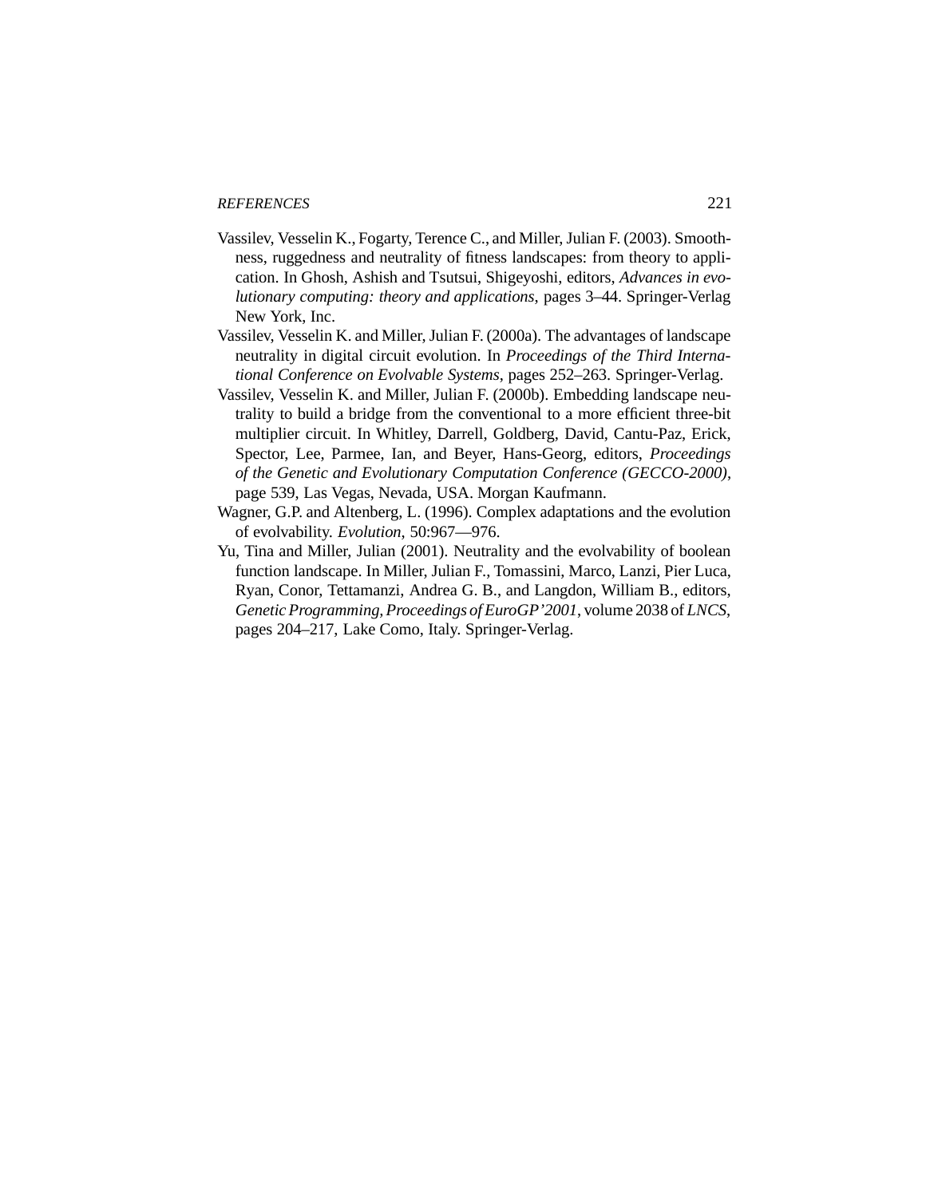Vassilev, Vesselin K., Fogarty, Terence C., and Miller, Julian F. (2003). Smoothness, ruggedness and neutrality of fitness landscapes: from theory to application. In Ghosh, Ashish and Tsutsui, Shigeyoshi, editors, *Advances in evolutionary computing: theory and applications*, pages 3–44. Springer-Verlag New York, Inc.

Vassilev, Vesselin K. and Miller, Julian F. (2000a). The advantages of landscape neutrality in digital circuit evolution. In *Proceedings of the Third International Conference on Evolvable Systems*, pages 252–263. Springer-Verlag.

Vassilev, Vesselin K. and Miller, Julian F. (2000b). Embedding landscape neutrality to build a bridge from the conventional to a more efficient three-bit multiplier circuit. In Whitley, Darrell, Goldberg, David, Cantu-Paz, Erick, Spector, Lee, Parmee, Ian, and Beyer, Hans-Georg, editors, *Proceedings of the Genetic and Evolutionary Computation Conference (GECCO-2000)*, page 539, Las Vegas, Nevada, USA. Morgan Kaufmann.

Wagner, G.P. and Altenberg, L. (1996). Complex adaptations and the evolution of evolvability. *Evolution*, 50:967—976.

Yu, Tina and Miller, Julian (2001). Neutrality and the evolvability of boolean function landscape. In Miller, Julian F., Tomassini, Marco, Lanzi, Pier Luca, Ryan, Conor, Tettamanzi, Andrea G. B., and Langdon, William B., editors, *Genetic Programming, Proceedings of EuroGP'2001*, volume 2038 of *LNCS*, pages 204–217, Lake Como, Italy. Springer-Verlag.